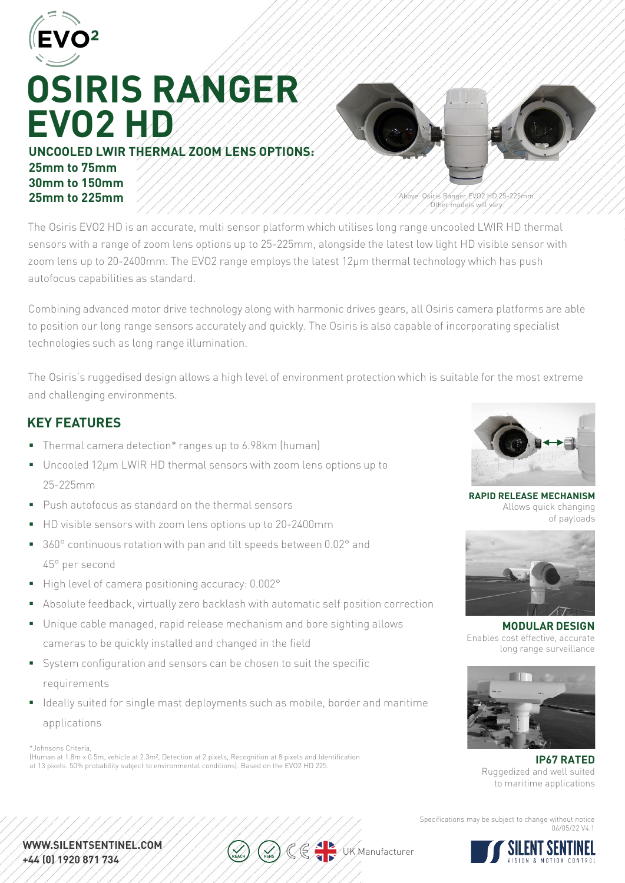# OSIRIS RANGER EVO2 HD

**UNCOOLED LWIR THERMAL ZOOM LENS OPTIONS:**
**25mm to 75mm**
**30mm to 150mm**
**25mm to 225mm**

Above: Osiris Ranger EVO2 HD 25-225mm. Other models will vary.

The Osiris EVO2 HD is an accurate, multi sensor platform which utilises long range uncooled LWIR HD thermal sensors with a range of zoom lens options up to 25-225mm, alongside the latest low light HD visible sensor with zoom lens up to 20-2400mm. The EVO2 range employs the latest 12µm thermal technology which has push autofocus capabilities as standard.

Combining advanced motor drive technology along with harmonic drives gears, all Osiris camera platforms are able to position our long range sensors accurately and quickly. The Osiris is also capable of incorporating specialist technologies such as long range illumination.

The Osiris's ruggedised design allows a high level of environment protection which is suitable for the most extreme and challenging environments.

## KEY FEATURES

- Thermal camera detection* ranges up to 6.98km (human)
- Uncooled 12µm LWIR HD thermal sensors with zoom lens options up to 25-225mm
- Push autofocus as standard on the thermal sensors
- HD visible sensors with zoom lens options up to 20-2400mm
- 360° continuous rotation with pan and tilt speeds between 0.02° and 45° per second
- High level of camera positioning accuracy: 0.002°
- Absolute feedback, virtually zero backlash with automatic self position correction
- Unique cable managed, rapid release mechanism and bore sighting allows cameras to be quickly installed and changed in the field
- System configuration and sensors can be chosen to suit the specific requirements
- Ideally suited for single mast deployments such as mobile, border and maritime applications

*Johnsons Criteria,
(Human at 1.8m x 0.5m, vehicle at 2.3m², Detection at 2 pixels, Recognition at 8 pixels and Identification at 13 pixels. 50% probability subject to environmental conditions). Based on the EVO2 HD 225.

**RAPID RELEASE MECHANISM**
Allows quick changing of payloads

**MODULAR DESIGN**
Enables cost effective, accurate long range surveillance

**IP67 RATED**
Ruggedized and well suited to maritime applications

Specifications may be subject to change without notice
06/05/22 V4.1

**WWW.SILENTSENTINEL.COM**
**+44 (0) 1920 871 734**

UK Manufacturer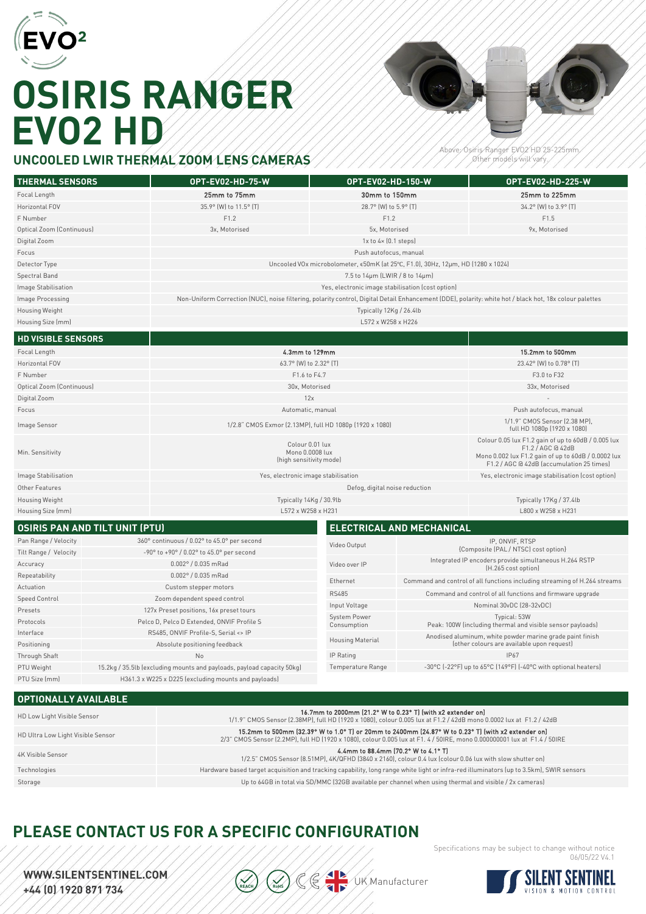EVO²

# OSIRIS RANGER EVO2 HD

## UNCOOLED LWIR THERMAL ZOOM LENS CAMERAS

Above: Osiris Ranger EVO2 HD 25-225mm. Other models will vary.

| THERMAL SENSORS | OPT-EVO2-HD-75-W | OPT-EVO2-HD-150-W | OPT-EVO2-HD-225-W |
|---|---|---|---|
| Focal Length | 25mm to 75mm | 30mm to 150mm | 25mm to 225mm |
| Horizontal FOV | 35.9° (W) to 11.5° (T) | 28.7° (W) to 5.9° (T) | 34.2° (W) to 3.9° (T) |
| F Number | F1.2 | F1.2 | F1.5 |
| Optical Zoom (Continuous) | 3x, Motorised | 5x, Motorised | 9x, Motorised |
| Digital Zoom | 1x to 4x (0.1 steps) | | |
| Focus | Push autofocus, manual | | |
| Detector Type | Uncooled VOx microbolometer, ≤50mK (at 25°C, F1.0), 30Hz, 12μm, HD (1280 x 1024) | | |
| Spectral Band | 7.5 to 14μm (LWIR / 8 to 14μm) | | |
| Image Stabilisation | Yes, electronic image stabilisation (cost option) | | |
| Image Processing | Non-Uniform Correction (NUC), noise filtering, polarity control, Digital Detail Enhancement (DDE), polarity: white hot / black hot, 18x colour palettes | | |
| Housing Weight | Typically 12Kg / 26.4lb | | |
| Housing Size (mm) | L572 x W258 x H226 | | |

| HD VISIBLE SENSORS | | |
|---|---|---|
| Focal Length | 4.3mm to 129mm | 15.2mm to 500mm |
| Horizontal FOV | 63.7° (W) to 2.32° (T) | 23.42° (W) to 0.78° (T) |
| F Number | F1.6 to F4.7 | F3.0 to F32 |
| Optical Zoom (Continuous) | 30x, Motorised | 33x, Motorised |
| Digital Zoom | 12x | - |
| Focus | Automatic, manual | Push autofocus, manual |
| Image Sensor | 1/2.8" CMOS Exmor (2.13MP), full HD 1080p (1920 x 1080) | 1/1.9" CMOS Sensor (2.38 MP), full HD 1080p (1920 x 1080) |
| Min. Sensitivity | Colour 0.01 lux<br>Mono 0.0008 lux<br>(high sensitivity mode) | Colour 0.05 lux F1.2 gain of up to 60dB / 0.005 lux F1.2 / AGC @ 42dB<br>Mono 0.002 lux F1.2 gain of up to 60dB / 0.0002 lux F1.2 / AGC @ 42dB (accumulation 25 times) |
| Image Stabilisation | Yes, electronic image stabilisation | Yes, electronic image stabilisation (cost option) |
| Other Features | Defog, digital noise reduction | |
| Housing Weight | Typically 14Kg / 30.9lb | Typically 17Kg / 37.4lb |
| Housing Size (mm) | L572 x W258 x H231 | L800 x W258 x H231 |

## OSIRIS PAN AND TILT UNIT (PTU)

| | |
|---|---|
| Pan Range / Velocity | 360° continuous / 0.02° to 45.0° per second |
| Tilt Range / Velocity | -90° to +90° / 0.02° to 45.0° per second |
| Accuracy | 0.002° / 0.035 mRad |
| Repeatability | 0.002° / 0.035 mRad |
| Actuation | Custom stepper motors |
| Speed Control | Zoom dependent speed control |
| Presets | 127x Preset positions, 16x preset tours |
| Protocols | Pelco D, Pelco D Extended, ONVIF Profile S |
| Interface | RS485, ONVIF Profile-S, Serial <> IP |
| Positioning | Absolute positioning feedback |
| Through Shaft | No |
| PTU Weight | 15.2kg / 35.5lb (excluding mounts and payloads, payload capacity 50kg) |
| PTU Size (mm) | H361.3 x W225 x D225 (excluding mounts and payloads) |

## ELECTRICAL AND MECHANICAL

| | |
|---|---|
| Video Output | IP, ONVIF, RTSP<br>(Composite (PAL / NTSC) cost option) |
| Video over IP | Integrated IP encoders provide simultaneous H.264 RSTP (H.265 cost option) |
| Ethernet | Command and control of all functions including streaming of H.264 streams |
| RS485 | Command and control of all functions and firmware upgrade |
| Input Voltage | Nominal 30vDC (28-32vDC) |
| System Power Consumption | Typical: 53W<br>Peak: 100W (including thermal and visible sensor payloads) |
| Housing Material | Anodised aluminum, white powder marine grade paint finish (other colours are available upon request) |
| IP Rating | IP67 |
| Temperature Range | -30°C (-22°F) up to 65°C (149°F) (-40°C with optional heaters) |

## OPTIONALLY AVAILABLE

| | |
|---|---|
| HD Low Light Visible Sensor | **16.7mm to 2000mm (21.2° W to 0.23° T) (with x2 extender on)**<br>1/1.9" CMOS Sensor (2.38MP), full HD (1920 x 1080), colour 0.005 lux at F1.2 / 42dB mono 0.0002 lux at F1.2 / 42dB |
| HD Ultra Low Light Visible Sensor | **15.2mm to 500mm (32.39° W to 1.0° T) or 20mm to 2400mm (24.87° W to 0.23° T) (with x2 extender on)**<br>2/3" CMOS Sensor (2.2MP), full HD (1920 x 1080), colour 0.005 lux at F1. 4 / 50IRE, mono 0.000000001 lux at F1.4 / 50IRE |
| 4K Visible Sensor | **4.4mm to 88.4mm (70.2° W to 4.1° T)**<br>1/2.5" CMOS Sensor (8.51MP), 4K/QFHD (3840 x 2160), colour 0.4 lux (colour 0.06 lux with slow shutter on) |
| Technologies | Hardware based target acquisition and tracking capability, long range white light or infra-red illuminators (up to 3.5km), SWIR sensors |
| Storage | Up to 64GB in total via SD/MMC (32GB available per channel when using thermal and visible / 2x cameras) |

## PLEASE CONTACT US FOR A SPECIFIC CONFIGURATION

Specifications may be subject to change without notice
06/05/22 V4.1

**WWW.SILENTSENTINEL.COM**
**+44 (0) 1920 871 734**

REACH RoHS CE UK Manufacturer

SILENT SENTINEL
VISION & MOTION CONTROL